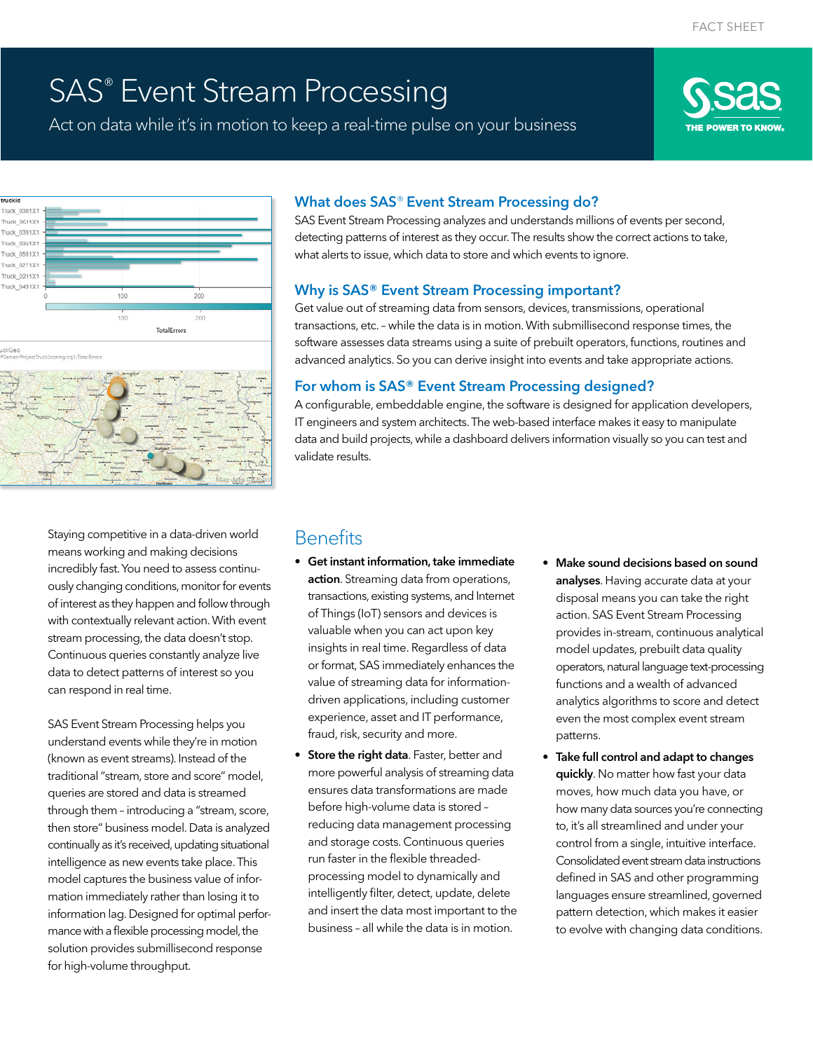FACT SHEET

# SAS® Event Stream Processing

Act on data while it's in motion to keep a real-time pulse on your business

## What does SAS® Event Stream Processing do?

SAS Event Stream Processing analyzes and understands millions of events per second, detecting patterns of interest as they occur. The results show the correct actions to take, what alerts to issue, which data to store and which events to ignore.

## Why is SAS® Event Stream Processing important?

Get value out of streaming data from sensors, devices, transmissions, operational transactions, etc. – while the data is in motion. With submillisecond response times, the software assesses data streams using a suite of prebuilt operators, functions, routines and advanced analytics. So you can derive insight into events and take appropriate actions.

## For whom is SAS® Event Stream Processing designed?

A configurable, embeddable engine, the software is designed for application developers, IT engineers and system architects. The web-based interface makes it easy to manipulate data and build projects, while a dashboard delivers information visually so you can test and validate results.

Staying competitive in a data-driven world means working and making decisions incredibly fast. You need to assess continuously changing conditions, monitor for events of interest as they happen and follow through with contextually relevant action. With event stream processing, the data doesn't stop. Continuous queries constantly analyze live data to detect patterns of interest so you can respond in real time.

SAS Event Stream Processing helps you understand events while they're in motion (known as event streams). Instead of the traditional "stream, store and score" model, queries are stored and data is streamed through them – introducing a "stream, score, then store" business model. Data is analyzed continually as it's received, updating situational intelligence as new events take place. This model captures the business value of information immediately rather than losing it to information lag. Designed for optimal performance with a flexible processing model, the solution provides submillisecond response for high-volume throughput.

## Benefits

- **Get instant information, take immediate action**. Streaming data from operations, transactions, existing systems, and Internet of Things (IoT) sensors and devices is valuable when you can act upon key insights in real time. Regardless of data or format, SAS immediately enhances the value of streaming data for information-driven applications, including customer experience, asset and IT performance, fraud, risk, security and more.
- **Store the right data**. Faster, better and more powerful analysis of streaming data ensures data transformations are made before high-volume data is stored – reducing data management processing and storage costs. Continuous queries run faster in the flexible threaded-processing model to dynamically and intelligently filter, detect, update, delete and insert the data most important to the business – all while the data is in motion.
- **Make sound decisions based on sound analyses**. Having accurate data at your disposal means you can take the right action. SAS Event Stream Processing provides in-stream, continuous analytical model updates, prebuilt data quality operators, natural language text-processing functions and a wealth of advanced analytics algorithms to score and detect even the most complex event stream patterns.
- **Take full control and adapt to changes quickly**. No matter how fast your data moves, how much data you have, or how many data sources you're connecting to, it's all streamlined and under your control from a single, intuitive interface. Consolidated event stream data instructions defined in SAS and other programming languages ensure streamlined, governed pattern detection, which makes it easier to evolve with changing data conditions.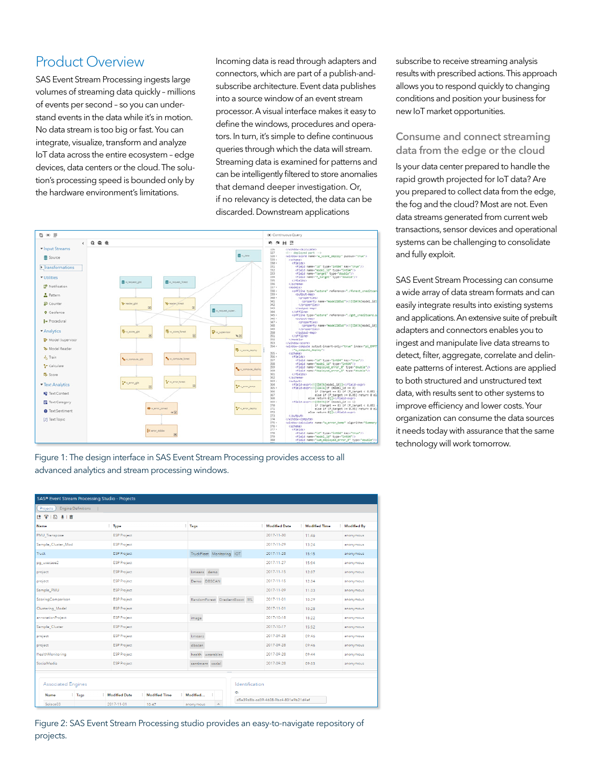## Product Overview

SAS Event Stream Processing ingests large volumes of streaming data quickly – millions of events per second – so you can understand events in the data while it's in motion. No data stream is too big or fast. You can integrate, visualize, transform and analyze IoT data across the entire ecosystem – edge devices, data centers or the cloud. The solution's processing speed is bounded only by the hardware environment's limitations.

Incoming data is read through adapters and connectors, which are part of a publish-and-subscribe architecture. Event data publishes into a source window of an event stream processor. A visual interface makes it easy to define the windows, procedures and operators. In turn, it's simple to define continuous queries through which the data will stream. Streaming data is examined for patterns and can be intelligently filtered to store anomalies that demand deeper investigation. Or, if no relevancy is detected, the data can be discarded. Downstream applications subscribe to receive streaming analysis results with prescribed actions. This approach allows you to respond quickly to changing conditions and position your business for new IoT market opportunities.

### Consume and connect streaming data from the edge or the cloud

Is your data center prepared to handle the rapid growth projected for IoT data? Are you prepared to collect data from the edge, the fog and the cloud? Most are not. Even data streams generated from current web transactions, sensor devices and operational systems can be challenging to consolidate and fully exploit.

SAS Event Stream Processing can consume a wide array of data stream formats and can easily integrate results into existing systems and applications. An extensive suite of prebuilt adapters and connectors enables you to ingest and manipulate live data streams to detect, filter, aggregate, correlate and delineate patterns of interest. Actions are applied to both structured and unstructured text data, with results sent to other systems to improve efficiency and lower costs. Your organization can consume the data sources it needs today with assurance that the same technology will work tomorrow.

Figure 1: The design interface in SAS Event Stream Processing provides access to all advanced analytics and stream processing windows.

Figure 2: SAS Event Stream Processing studio provides an easy-to-navigate repository of projects.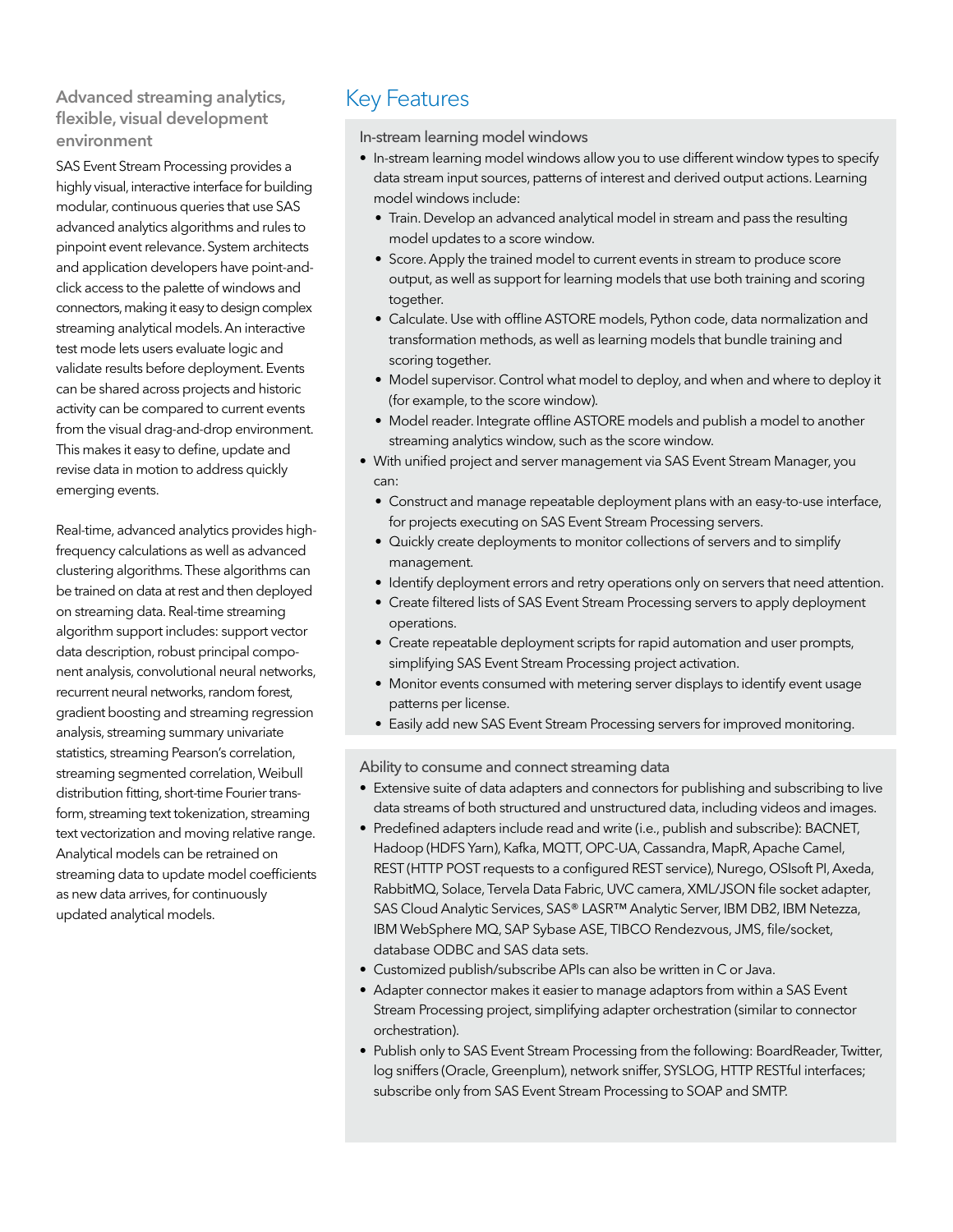### Advanced streaming analytics, flexible, visual development environment

SAS Event Stream Processing provides a highly visual, interactive interface for building modular, continuous queries that use SAS advanced analytics algorithms and rules to pinpoint event relevance. System architects and application developers have point-and-click access to the palette of windows and connectors, making it easy to design complex streaming analytical models. An interactive test mode lets users evaluate logic and validate results before deployment. Events can be shared across projects and historic activity can be compared to current events from the visual drag-and-drop environment. This makes it easy to define, update and revise data in motion to address quickly emerging events.

Real-time, advanced analytics provides high-frequency calculations as well as advanced clustering algorithms. These algorithms can be trained on data at rest and then deployed on streaming data. Real-time streaming algorithm support includes: support vector data description, robust principal component analysis, convolutional neural networks, recurrent neural networks, random forest, gradient boosting and streaming regression analysis, streaming summary univariate statistics, streaming Pearson's correlation, streaming segmented correlation, Weibull distribution fitting, short-time Fourier transform, streaming text tokenization, streaming text vectorization and moving relative range. Analytical models can be retrained on streaming data to update model coefficients as new data arrives, for continuously updated analytical models.

## Key Features

### In-stream learning model windows

- In-stream learning model windows allow you to use different window types to specify data stream input sources, patterns of interest and derived output actions. Learning model windows include:
  - Train. Develop an advanced analytical model in stream and pass the resulting model updates to a score window.
  - Score. Apply the trained model to current events in stream to produce score output, as well as support for learning models that use both training and scoring together.
  - Calculate. Use with offline ASTORE models, Python code, data normalization and transformation methods, as well as learning models that bundle training and scoring together.
  - Model supervisor. Control what model to deploy, and when and where to deploy it (for example, to the score window).
  - Model reader. Integrate offline ASTORE models and publish a model to another streaming analytics window, such as the score window.
- With unified project and server management via SAS Event Stream Manager, you can:
  - Construct and manage repeatable deployment plans with an easy-to-use interface, for projects executing on SAS Event Stream Processing servers.
  - Quickly create deployments to monitor collections of servers and to simplify management.
  - Identify deployment errors and retry operations only on servers that need attention.
  - Create filtered lists of SAS Event Stream Processing servers to apply deployment operations.
  - Create repeatable deployment scripts for rapid automation and user prompts, simplifying SAS Event Stream Processing project activation.
  - Monitor events consumed with metering server displays to identify event usage patterns per license.
  - Easily add new SAS Event Stream Processing servers for improved monitoring.

### Ability to consume and connect streaming data

- Extensive suite of data adapters and connectors for publishing and subscribing to live data streams of both structured and unstructured data, including videos and images.
- Predefined adapters include read and write (i.e., publish and subscribe): BACNET, Hadoop (HDFS Yarn), Kafka, MQTT, OPC-UA, Cassandra, MapR, Apache Camel, REST (HTTP POST requests to a configured REST service), Nurego, OSIsoft PI, Axeda, RabbitMQ, Solace, Tervela Data Fabric, UVC camera, XML/JSON file socket adapter, SAS Cloud Analytic Services, SAS® LASR™ Analytic Server, IBM DB2, IBM Netezza, IBM WebSphere MQ, SAP Sybase ASE, TIBCO Rendezvous, JMS, file/socket, database ODBC and SAS data sets.
- Customized publish/subscribe APIs can also be written in C or Java.
- Adapter connector makes it easier to manage adaptors from within a SAS Event Stream Processing project, simplifying adapter orchestration (similar to connector orchestration).
- Publish only to SAS Event Stream Processing from the following: BoardReader, Twitter, log sniffers (Oracle, Greenplum), network sniffer, SYSLOG, HTTP RESTful interfaces; subscribe only from SAS Event Stream Processing to SOAP and SMTP.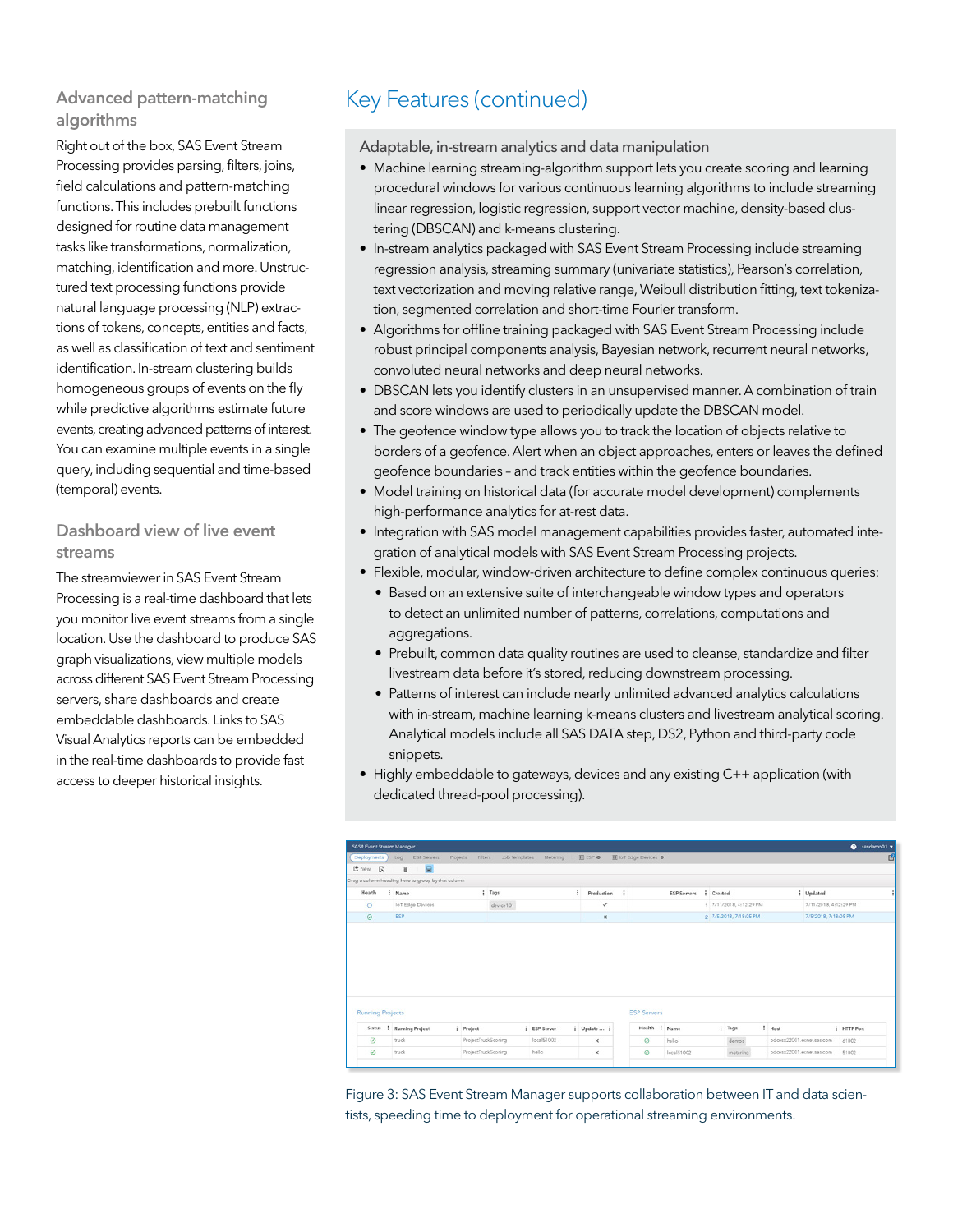## Advanced pattern-matching algorithms

Right out of the box, SAS Event Stream Processing provides parsing, filters, joins, field calculations and pattern-matching functions. This includes prebuilt functions designed for routine data management tasks like transformations, normalization, matching, identification and more. Unstructured text processing functions provide natural language processing (NLP) extractions of tokens, concepts, entities and facts, as well as classification of text and sentiment identification. In-stream clustering builds homogeneous groups of events on the fly while predictive algorithms estimate future events, creating advanced patterns of interest. You can examine multiple events in a single query, including sequential and time-based (temporal) events.

## Dashboard view of live event streams

The streamviewer in SAS Event Stream Processing is a real-time dashboard that lets you monitor live event streams from a single location. Use the dashboard to produce SAS graph visualizations, view multiple models across different SAS Event Stream Processing servers, share dashboards and create embeddable dashboards. Links to SAS Visual Analytics reports can be embedded in the real-time dashboards to provide fast access to deeper historical insights.

# Key Features (continued)

### Adaptable, in-stream analytics and data manipulation

- Machine learning streaming-algorithm support lets you create scoring and learning procedural windows for various continuous learning algorithms to include streaming linear regression, logistic regression, support vector machine, density-based clustering (DBSCAN) and k-means clustering.
- In-stream analytics packaged with SAS Event Stream Processing include streaming regression analysis, streaming summary (univariate statistics), Pearson's correlation, text vectorization and moving relative range, Weibull distribution fitting, text tokenization, segmented correlation and short-time Fourier transform.
- Algorithms for offline training packaged with SAS Event Stream Processing include robust principal components analysis, Bayesian network, recurrent neural networks, convoluted neural networks and deep neural networks.
- DBSCAN lets you identify clusters in an unsupervised manner. A combination of train and score windows are used to periodically update the DBSCAN model.
- The geofence window type allows you to track the location of objects relative to borders of a geofence. Alert when an object approaches, enters or leaves the defined geofence boundaries – and track entities within the geofence boundaries.
- Model training on historical data (for accurate model development) complements high-performance analytics for at-rest data.
- Integration with SAS model management capabilities provides faster, automated integration of analytical models with SAS Event Stream Processing projects.
- Flexible, modular, window-driven architecture to define complex continuous queries:
  - Based on an extensive suite of interchangeable window types and operators to detect an unlimited number of patterns, correlations, computations and aggregations.
  - Prebuilt, common data quality routines are used to cleanse, standardize and filter livestream data before it's stored, reducing downstream processing.
  - Patterns of interest can include nearly unlimited advanced analytics calculations with in-stream, machine learning k-means clusters and livestream analytical scoring. Analytical models include all SAS DATA step, DS2, Python and third-party code snippets.
- Highly embeddable to gateways, devices and any existing C++ application (with dedicated thread-pool processing).

Figure 3: SAS Event Stream Manager supports collaboration between IT and data scientists, speeding time to deployment for operational streaming environments.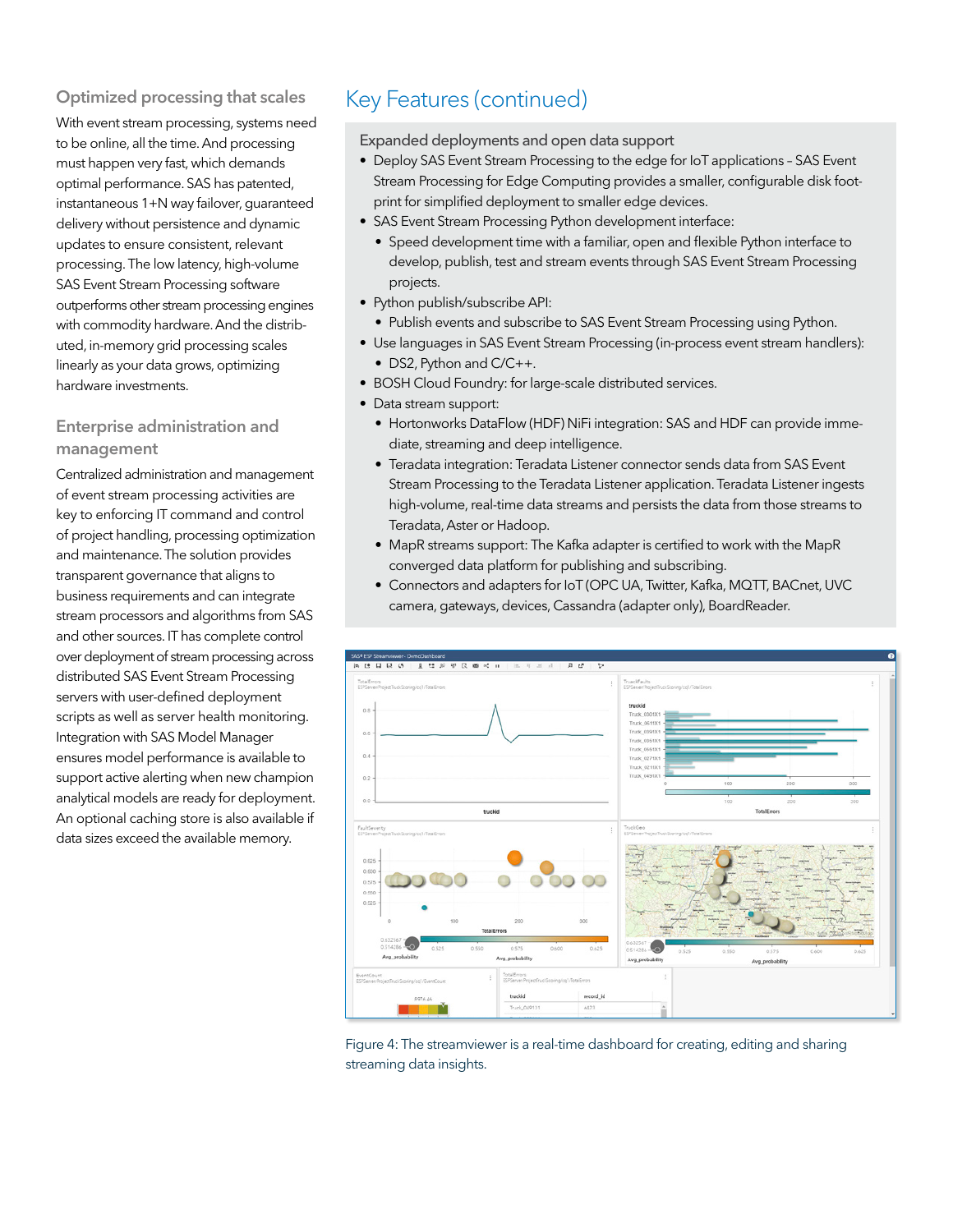### Optimized processing that scales

With event stream processing, systems need to be online, all the time. And processing must happen very fast, which demands optimal performance. SAS has patented, instantaneous 1+N way failover, guaranteed delivery without persistence and dynamic updates to ensure consistent, relevant processing. The low latency, high-volume SAS Event Stream Processing software outperforms other stream processing engines with commodity hardware. And the distributed, in-memory grid processing scales linearly as your data grows, optimizing hardware investments.

### Enterprise administration and management

Centralized administration and management of event stream processing activities are key to enforcing IT command and control of project handling, processing optimization and maintenance. The solution provides transparent governance that aligns to business requirements and can integrate stream processors and algorithms from SAS and other sources. IT has complete control over deployment of stream processing across distributed SAS Event Stream Processing servers with user-defined deployment scripts as well as server health monitoring. Integration with SAS Model Manager ensures model performance is available to support active alerting when new champion analytical models are ready for deployment. An optional caching store is also available if data sizes exceed the available memory.

## Key Features (continued)

### Expanded deployments and open data support

- Deploy SAS Event Stream Processing to the edge for IoT applications – SAS Event Stream Processing for Edge Computing provides a smaller, configurable disk footprint for simplified deployment to smaller edge devices.
- SAS Event Stream Processing Python development interface:
  - Speed development time with a familiar, open and flexible Python interface to develop, publish, test and stream events through SAS Event Stream Processing projects.
- Python publish/subscribe API:
  - Publish events and subscribe to SAS Event Stream Processing using Python.
- Use languages in SAS Event Stream Processing (in-process event stream handlers):
  - DS2, Python and C/C++.
- BOSH Cloud Foundry: for large-scale distributed services.
- Data stream support:
  - Hortonworks DataFlow (HDF) NiFi integration: SAS and HDF can provide immediate, streaming and deep intelligence.
  - Teradata integration: Teradata Listener connector sends data from SAS Event Stream Processing to the Teradata Listener application. Teradata Listener ingests high-volume, real-time data streams and persists the data from those streams to Teradata, Aster or Hadoop.
  - MapR streams support: The Kafka adapter is certified to work with the MapR converged data platform for publishing and subscribing.
  - Connectors and adapters for IoT (OPC UA, Twitter, Kafka, MQTT, BACnet, UVC camera, gateways, devices, Cassandra (adapter only), BoardReader.

Figure 4: The streamviewer is a real-time dashboard for creating, editing and sharing streaming data insights.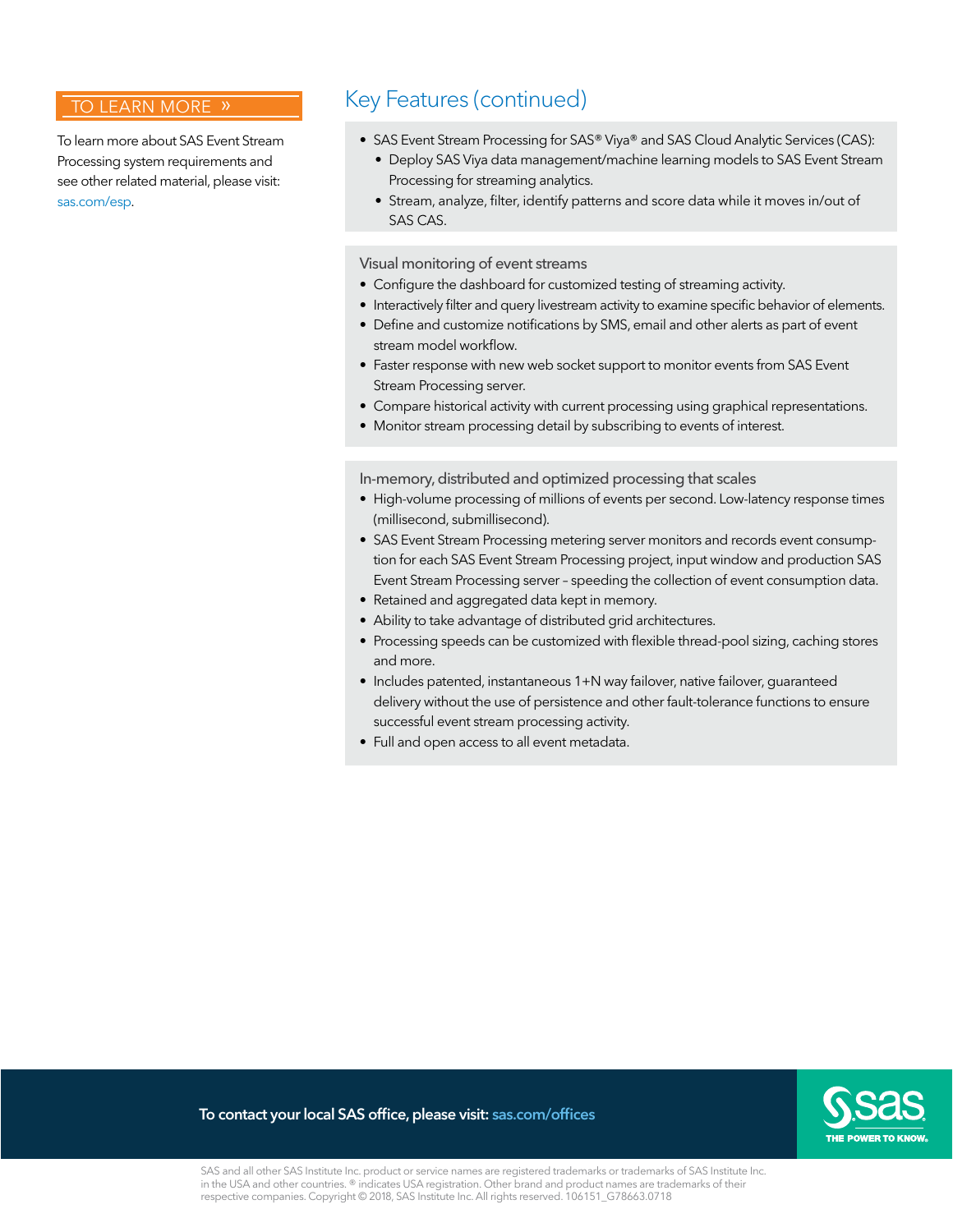## TO LEARN MORE »

To learn more about SAS Event Stream Processing system requirements and see other related material, please visit: sas.com/esp.

## Key Features (continued)

- SAS Event Stream Processing for SAS® Viya® and SAS Cloud Analytic Services (CAS):
  - Deploy SAS Viya data management/machine learning models to SAS Event Stream Processing for streaming analytics.
  - Stream, analyze, filter, identify patterns and score data while it moves in/out of SAS CAS.

### Visual monitoring of event streams

- Configure the dashboard for customized testing of streaming activity.
- Interactively filter and query livestream activity to examine specific behavior of elements.
- Define and customize notifications by SMS, email and other alerts as part of event stream model workflow.
- Faster response with new web socket support to monitor events from SAS Event Stream Processing server.
- Compare historical activity with current processing using graphical representations.
- Monitor stream processing detail by subscribing to events of interest.

### In-memory, distributed and optimized processing that scales

- High-volume processing of millions of events per second. Low-latency response times (millisecond, submillisecond).
- SAS Event Stream Processing metering server monitors and records event consumption for each SAS Event Stream Processing project, input window and production SAS Event Stream Processing server – speeding the collection of event consumption data.
- Retained and aggregated data kept in memory.
- Ability to take advantage of distributed grid architectures.
- Processing speeds can be customized with flexible thread-pool sizing, caching stores and more.
- Includes patented, instantaneous 1+N way failover, native failover, guaranteed delivery without the use of persistence and other fault-tolerance functions to ensure successful event stream processing activity.
- Full and open access to all event metadata.

**To contact your local SAS office, please visit: sas.com/offices**

SAS and all other SAS Institute Inc. product or service names are registered trademarks or trademarks of SAS Institute Inc. in the USA and other countries. ® indicates USA registration. Other brand and product names are trademarks of their respective companies. Copyright © 2018, SAS Institute Inc. All rights reserved. 106151_G78663.0718